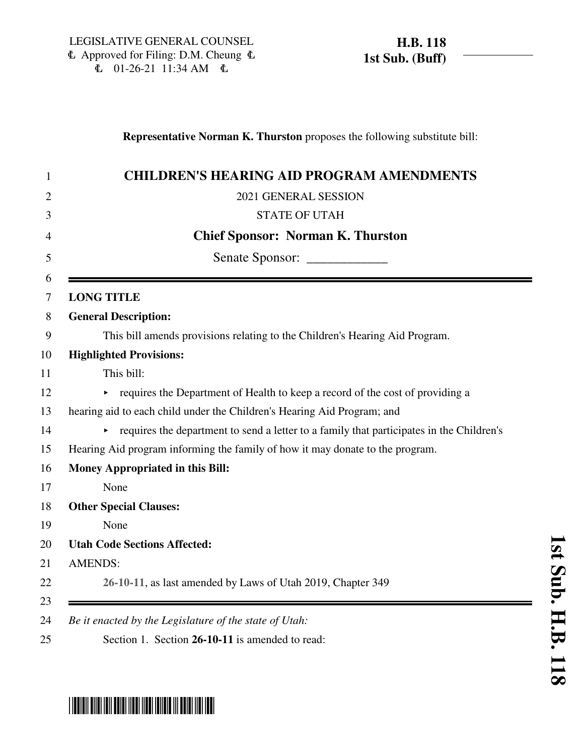LEGISLATIVE GENERAL COUNSEL
Approved for Filing: D.M. Cheung
01-26-21 11:34 AM

**H.B. 118**
**1st Sub. (Buff)**

**Representative Norman K. Thurston** proposes the following substitute bill:

# CHILDREN'S HEARING AID PROGRAM AMENDMENTS

2021 GENERAL SESSION

STATE OF UTAH

**Chief Sponsor: Norman K. Thurston**

Senate Sponsor: ____________

**LONG TITLE**

**General Description:**

This bill amends provisions relating to the Children's Hearing Aid Program.

**Highlighted Provisions:**

This bill:

- requires the Department of Health to keep a record of the cost of providing a hearing aid to each child under the Children's Hearing Aid Program; and
- requires the department to send a letter to a family that participates in the Children's Hearing Aid program informing the family of how it may donate to the program.

**Money Appropriated in this Bill:**

None

**Other Special Clauses:**

None

**Utah Code Sections Affected:**

AMENDS:

**26-10-11**, as last amended by Laws of Utah 2019, Chapter 349

*Be it enacted by the Legislature of the state of Utah:*

Section 1. Section **26-10-11** is amended to read: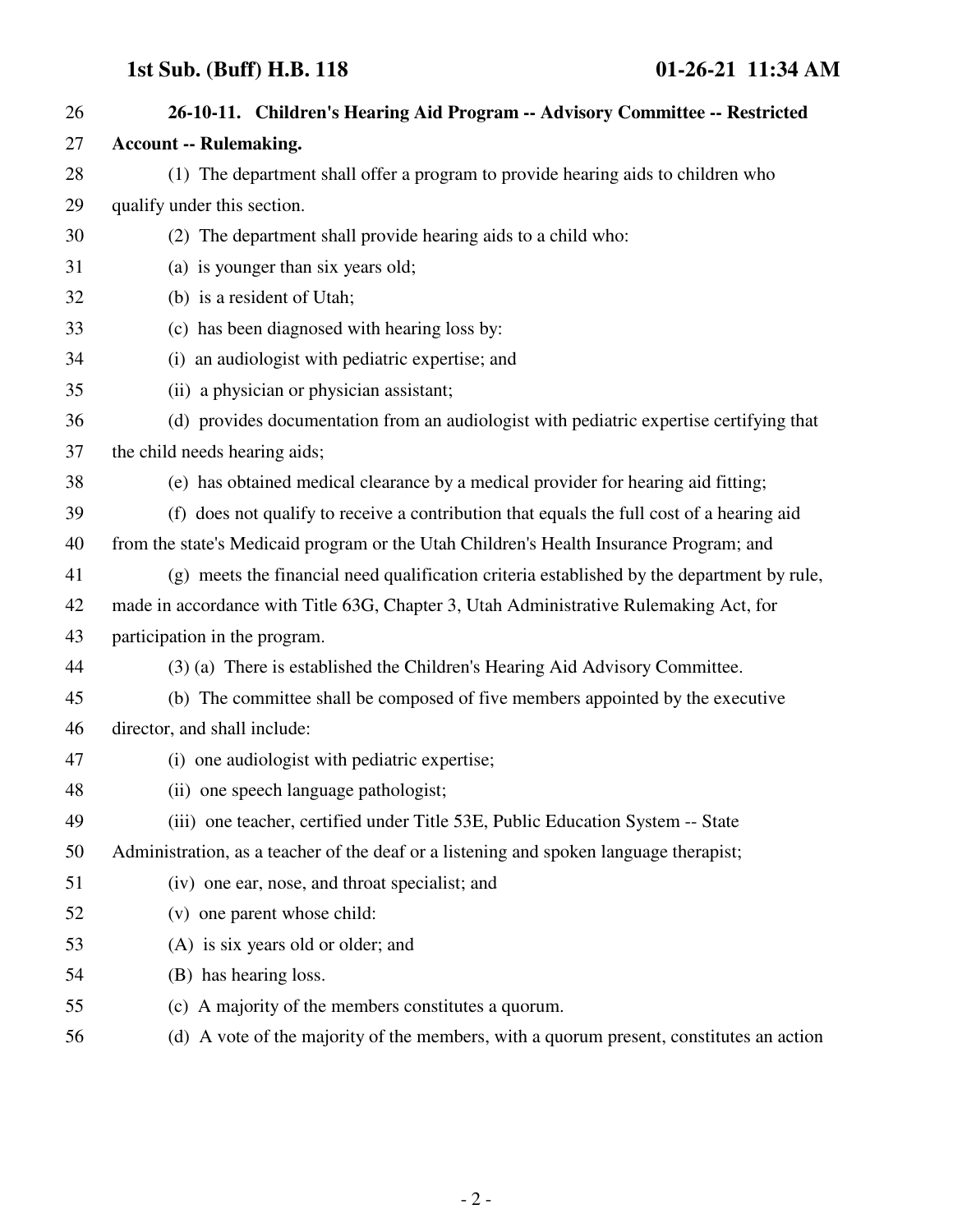**26-10-11. Children's Hearing Aid Program -- Advisory Committee -- Restricted Account -- Rulemaking.**

(1) The department shall offer a program to provide hearing aids to children who qualify under this section.

(2) The department shall provide hearing aids to a child who:

(a) is younger than six years old;

(b) is a resident of Utah;

(c) has been diagnosed with hearing loss by:

(i) an audiologist with pediatric expertise; and

(ii) a physician or physician assistant;

(d) provides documentation from an audiologist with pediatric expertise certifying that the child needs hearing aids;

(e) has obtained medical clearance by a medical provider for hearing aid fitting;

(f) does not qualify to receive a contribution that equals the full cost of a hearing aid from the state's Medicaid program or the Utah Children's Health Insurance Program; and

(g) meets the financial need qualification criteria established by the department by rule, made in accordance with Title 63G, Chapter 3, Utah Administrative Rulemaking Act, for participation in the program.

(3) (a) There is established the Children's Hearing Aid Advisory Committee.

(b) The committee shall be composed of five members appointed by the executive director, and shall include:

(i) one audiologist with pediatric expertise;

(ii) one speech language pathologist;

(iii) one teacher, certified under Title 53E, Public Education System -- State Administration, as a teacher of the deaf or a listening and spoken language therapist;

(iv) one ear, nose, and throat specialist; and

(v) one parent whose child:

(A) is six years old or older; and

(B) has hearing loss.

(c) A majority of the members constitutes a quorum.

(d) A vote of the majority of the members, with a quorum present, constitutes an action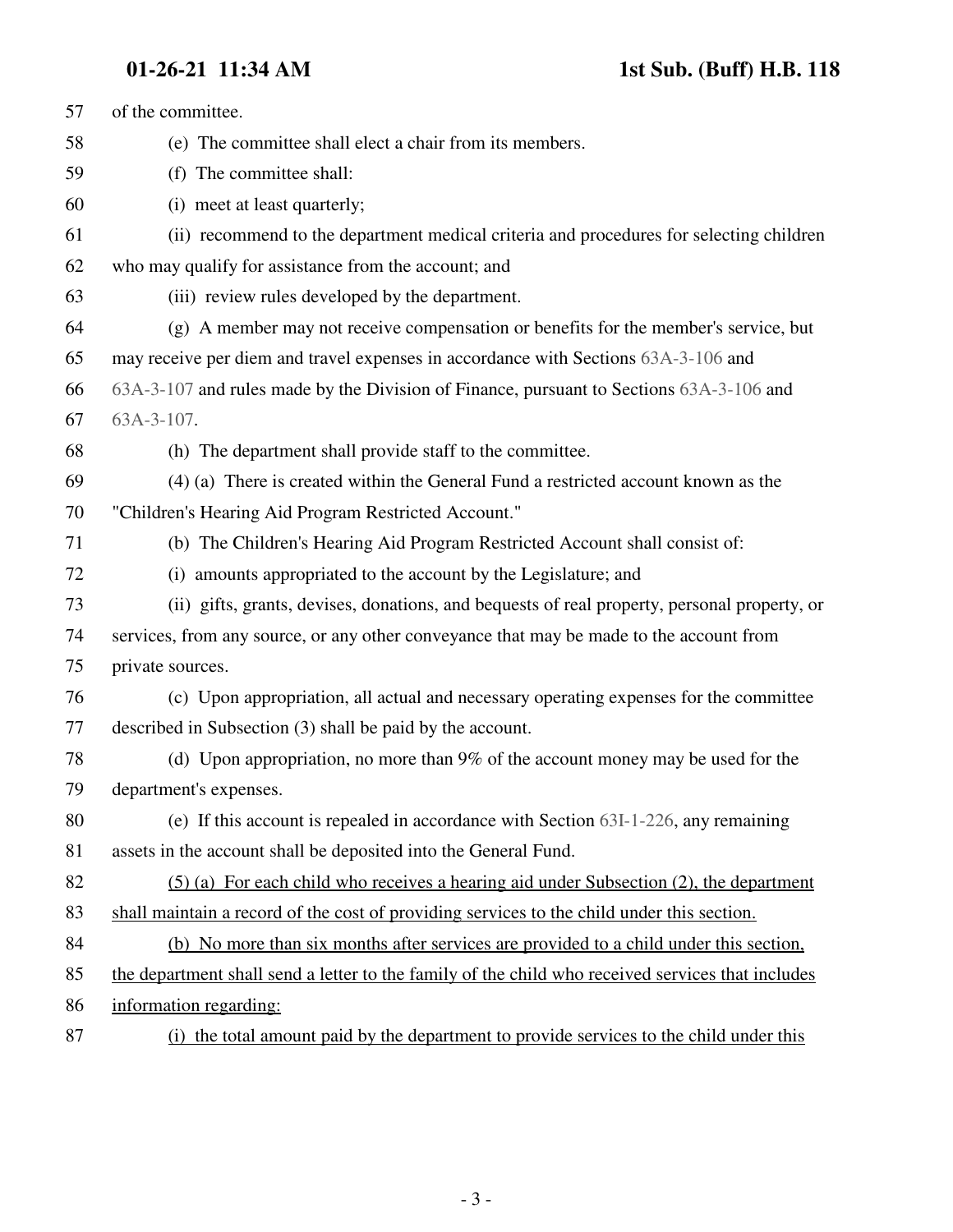of the committee.

(e) The committee shall elect a chair from its members.

(f) The committee shall:

(i) meet at least quarterly;

(ii) recommend to the department medical criteria and procedures for selecting children who may qualify for assistance from the account; and

(iii) review rules developed by the department.

(g) A member may not receive compensation or benefits for the member's service, but may receive per diem and travel expenses in accordance with Sections 63A-3-106 and 63A-3-107 and rules made by the Division of Finance, pursuant to Sections 63A-3-106 and 63A-3-107.

(h) The department shall provide staff to the committee.

(4) (a) There is created within the General Fund a restricted account known as the "Children's Hearing Aid Program Restricted Account."

(b) The Children's Hearing Aid Program Restricted Account shall consist of:

(i) amounts appropriated to the account by the Legislature; and

(ii) gifts, grants, devises, donations, and bequests of real property, personal property, or services, from any source, or any other conveyance that may be made to the account from private sources.

(c) Upon appropriation, all actual and necessary operating expenses for the committee described in Subsection (3) shall be paid by the account.

(d) Upon appropriation, no more than 9% of the account money may be used for the department's expenses.

(e) If this account is repealed in accordance with Section 63I-1-226, any remaining assets in the account shall be deposited into the General Fund.

<u>(5) (a) For each child who receives a hearing aid under Subsection (2), the department shall maintain a record of the cost of providing services to the child under this section.</u>

<u>(b) No more than six months after services are provided to a child under this section, the department shall send a letter to the family of the child who received services that includes information regarding:</u>

<u>(i) the total amount paid by the department to provide services to the child under this</u>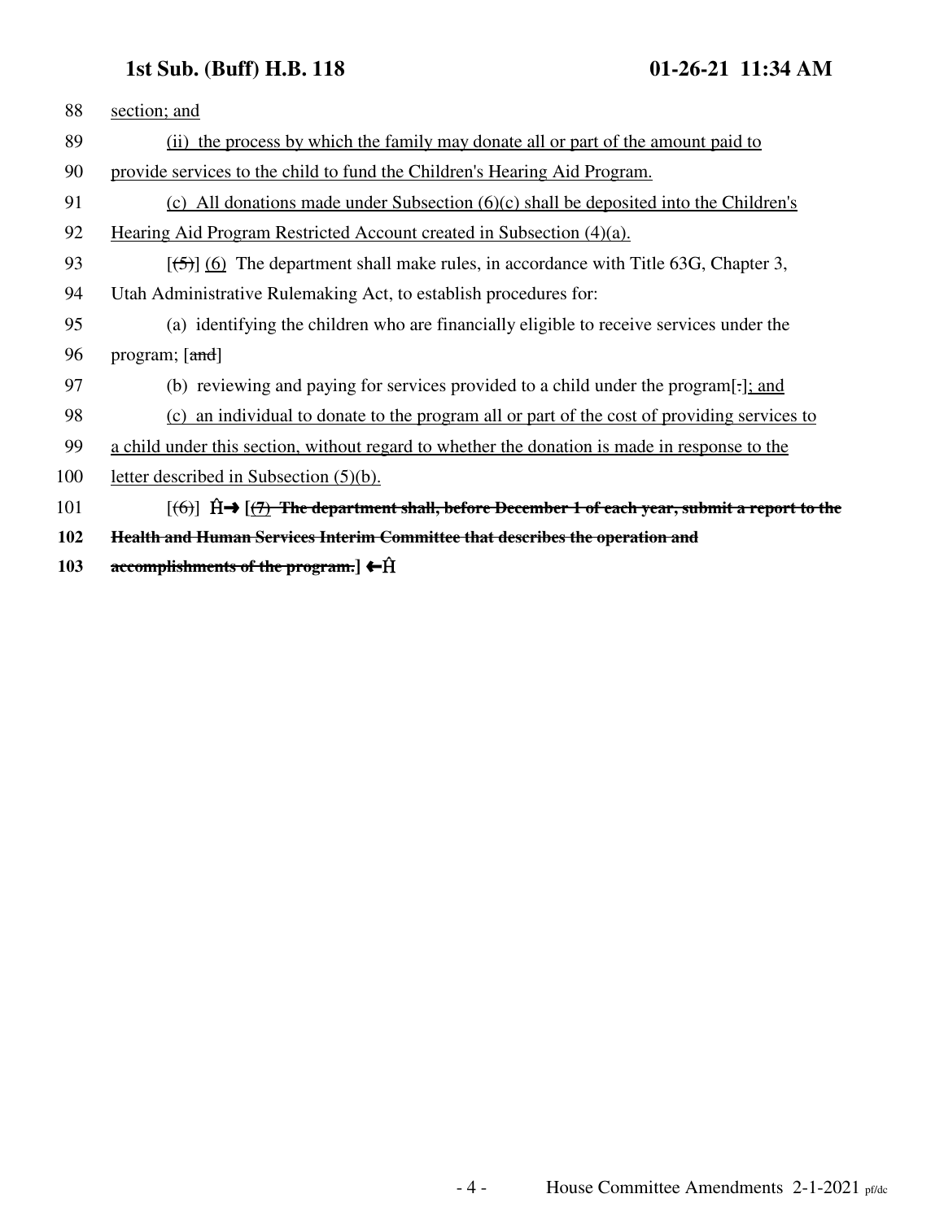88 section; and

89 (ii) the process by which the family may donate all or part of the amount paid to

90 provide services to the child to fund the Children's Hearing Aid Program.

91 (c) All donations made under Subsection (6)(c) shall be deposited into the Children's

92 Hearing Aid Program Restricted Account created in Subsection (4)(a).

93 [(5)] (6) The department shall make rules, in accordance with Title 63G, Chapter 3,

94 Utah Administrative Rulemaking Act, to establish procedures for:

95 (a) identifying the children who are financially eligible to receive services under the

96 program; [and]

97 (b) reviewing and paying for services provided to a child under the program[.]; and

98 (c) an individual to donate to the program all or part of the cost of providing services to

99 a child under this section, without regard to whether the donation is made in response to the

100 letter described in Subsection (5)(b).

101 [(6)] Ĥ→ **[~~(7) The department shall, before December 1 of each year, submit a report to the~~**

**102** **~~Health and Human Services Interim Committee that describes the operation and~~**

**103** **~~accomplishments of the program.~~]** ←Ĥ